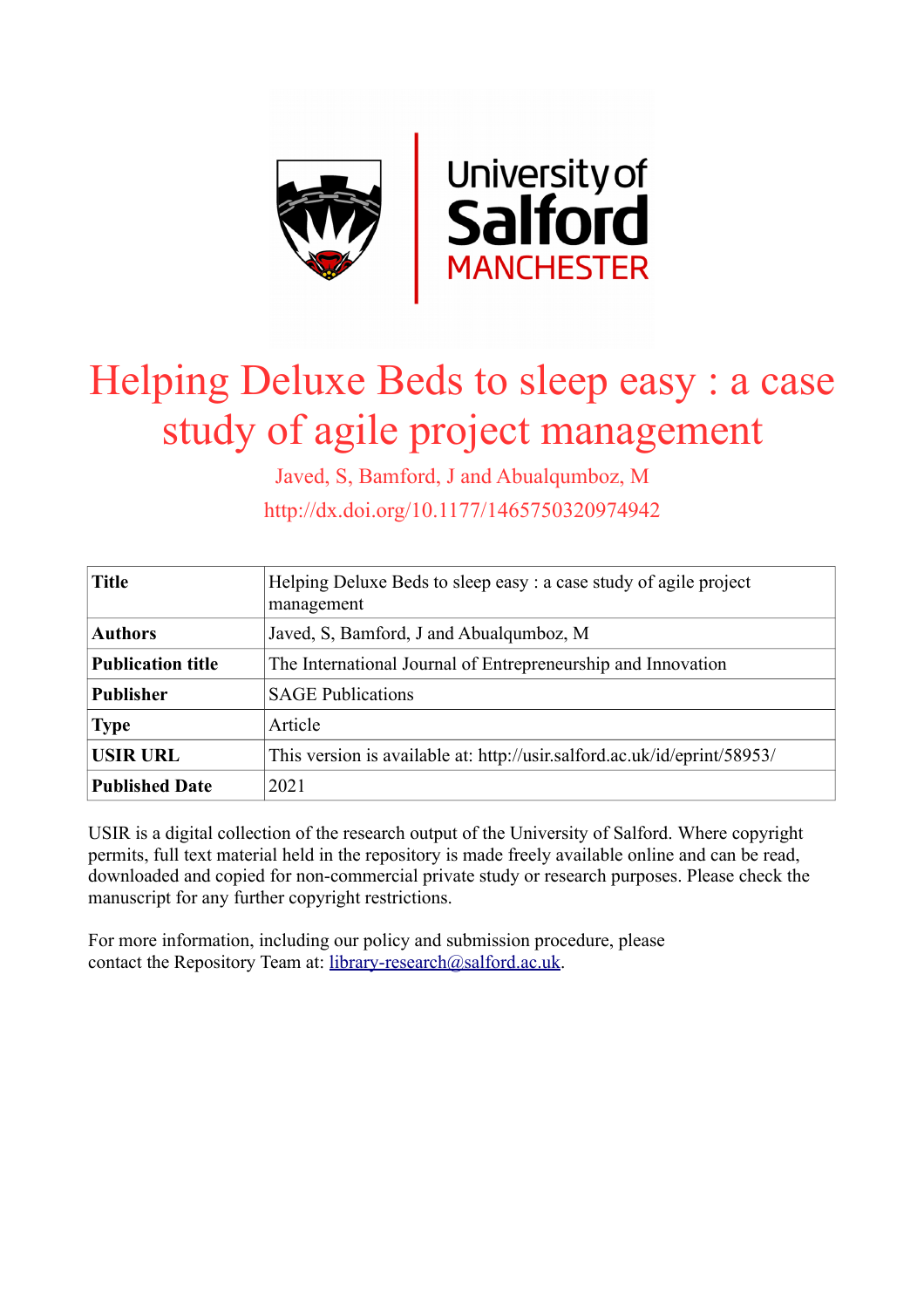# Helping Deluxe Beds to sleep easy : a case study of agile project management

Javed, S, Bamford, J and Abualqumboz, M

http://dx.doi.org/10.1177/1465750320974942

| Title | Helping Deluxe Beds to sleep easy : a case study of agile project management |
|---|---|
| Authors | Javed, S, Bamford, J and Abualqumboz, M |
| Publication title | The International Journal of Entrepreneurship and Innovation |
| Publisher | SAGE Publications |
| Type | Article |
| USIR URL | This version is available at: http://usir.salford.ac.uk/id/eprint/58953/ |
| Published Date | 2021 |

USIR is a digital collection of the research output of the University of Salford. Where copyright permits, full text material held in the repository is made freely available online and can be read, downloaded and copied for non-commercial private study or research purposes. Please check the manuscript for any further copyright restrictions.

For more information, including our policy and submission procedure, please contact the Repository Team at: library-research@salford.ac.uk.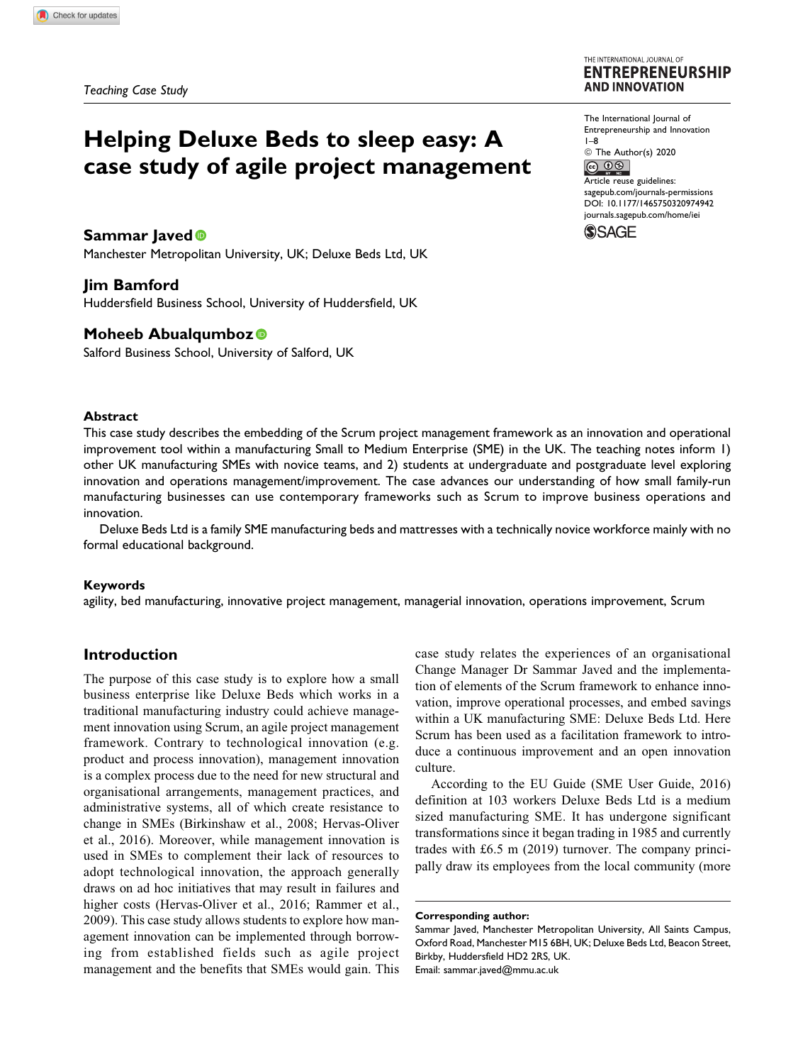*Teaching Case Study*

# Helping Deluxe Beds to sleep easy: A case study of agile project management

The International Journal of Entrepreneurship and Innovation
© The Author(s) 2020
Article reuse guidelines: sagepub.com/journals-permissions
DOI: 10.1177/1465750320974942
journals.sagepub.com/home/iei

**Sammar Javed**
Manchester Metropolitan University, UK; Deluxe Beds Ltd, UK

**Jim Bamford**
Huddersfield Business School, University of Huddersfield, UK

**Moheeb Abualqumboz**
Salford Business School, University of Salford, UK

### Abstract

This case study describes the embedding of the Scrum project management framework as an innovation and operational improvement tool within a manufacturing Small to Medium Enterprise (SME) in the UK. The teaching notes inform 1) other UK manufacturing SMEs with novice teams, and 2) students at undergraduate and postgraduate level exploring innovation and operations management/improvement. The case advances our understanding of how small family-run manufacturing businesses can use contemporary frameworks such as Scrum to improve business operations and innovation.

Deluxe Beds Ltd is a family SME manufacturing beds and mattresses with a technically novice workforce mainly with no formal educational background.

### Keywords

agility, bed manufacturing, innovative project management, managerial innovation, operations improvement, Scrum

## Introduction

The purpose of this case study is to explore how a small business enterprise like Deluxe Beds which works in a traditional manufacturing industry could achieve management innovation using Scrum, an agile project management framework. Contrary to technological innovation (e.g. product and process innovation), management innovation is a complex process due to the need for new structural and organisational arrangements, management practices, and administrative systems, all of which create resistance to change in SMEs (Birkinshaw et al., 2008; Hervas-Oliver et al., 2016). Moreover, while management innovation is used in SMEs to complement their lack of resources to adopt technological innovation, the approach generally draws on ad hoc initiatives that may result in failures and higher costs (Hervas-Oliver et al., 2016; Rammer et al., 2009). This case study allows students to explore how management innovation can be implemented through borrowing from established fields such as agile project management and the benefits that SMEs would gain. This case study relates the experiences of an organisational Change Manager Dr Sammar Javed and the implementation of elements of the Scrum framework to enhance innovation, improve operational processes, and embed savings within a UK manufacturing SME: Deluxe Beds Ltd. Here Scrum has been used as a facilitation framework to introduce a continuous improvement and an open innovation culture.

According to the EU Guide (SME User Guide, 2016) definition at 103 workers Deluxe Beds Ltd is a medium sized manufacturing SME. It has undergone significant transformations since it began trading in 1985 and currently trades with £6.5 m (2019) turnover. The company principally draw its employees from the local community (more

**Corresponding author:**
Sammar Javed, Manchester Metropolitan University, All Saints Campus, Oxford Road, Manchester M15 6BH, UK; Deluxe Beds Ltd, Beacon Street, Birkby, Huddersfield HD2 2RS, UK.
Email: sammar.javed@mmu.ac.uk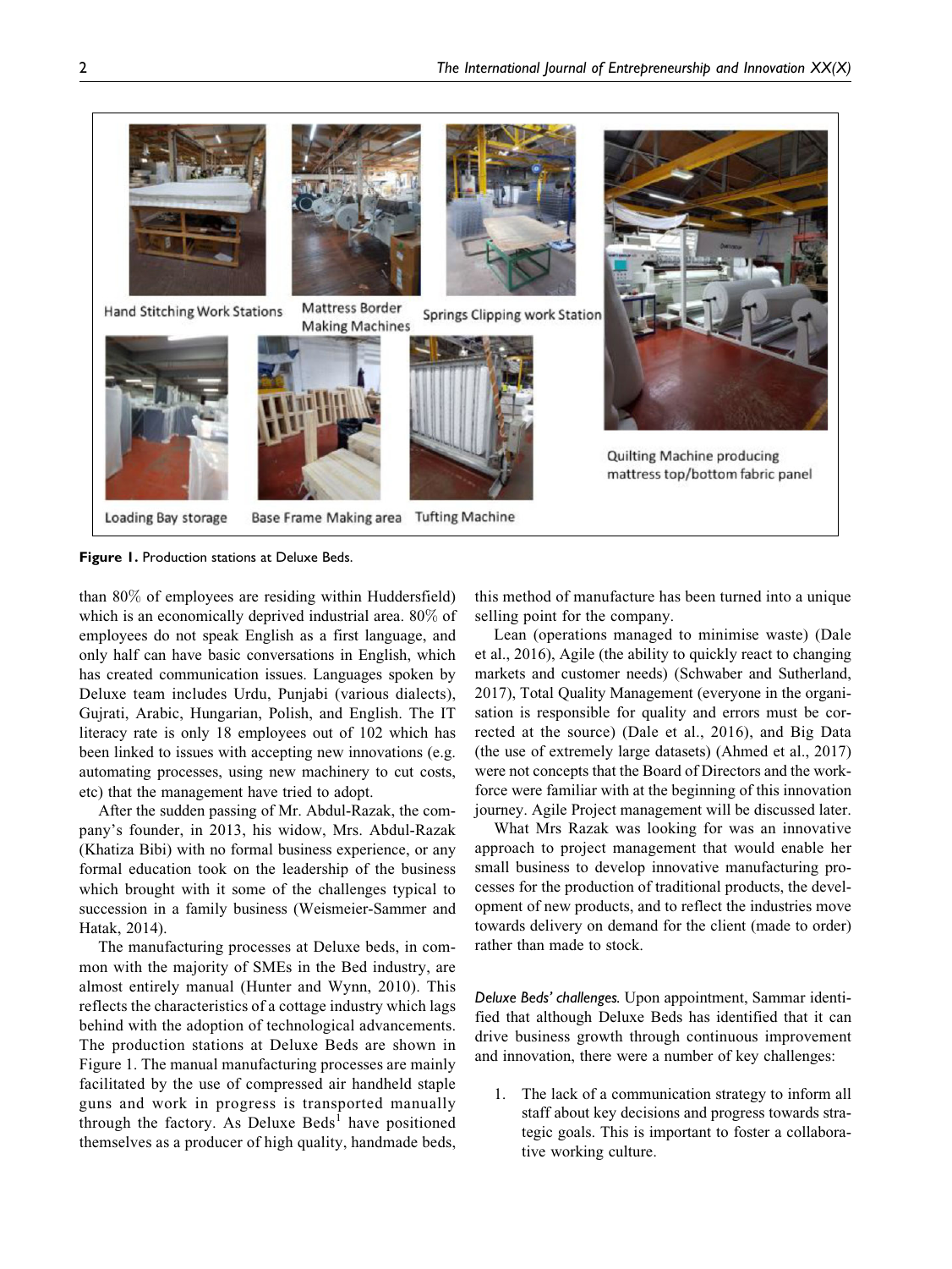Hand Stitching Work Stations

Mattress Border Making Machines

Springs Clipping work Station

Quilting Machine producing mattress top/bottom fabric panel

Loading Bay storage

Base Frame Making area

Tufting Machine

**Figure 1.** Production stations at Deluxe Beds.

than 80% of employees are residing within Huddersfield) which is an economically deprived industrial area. 80% of employees do not speak English as a first language, and only half can have basic conversations in English, which has created communication issues. Languages spoken by Deluxe team includes Urdu, Punjabi (various dialects), Gujrati, Arabic, Hungarian, Polish, and English. The IT literacy rate is only 18 employees out of 102 which has been linked to issues with accepting new innovations (e.g. automating processes, using new machinery to cut costs, etc) that the management have tried to adopt.

After the sudden passing of Mr. Abdul-Razak, the company's founder, in 2013, his widow, Mrs. Abdul-Razak (Khatiza Bibi) with no formal business experience, or any formal education took on the leadership of the business which brought with it some of the challenges typical to succession in a family business (Weismeier-Sammer and Hatak, 2014).

The manufacturing processes at Deluxe beds, in common with the majority of SMEs in the Bed industry, are almost entirely manual (Hunter and Wynn, 2010). This reflects the characteristics of a cottage industry which lags behind with the adoption of technological advancements. The production stations at Deluxe Beds are shown in Figure 1. The manual manufacturing processes are mainly facilitated by the use of compressed air handheld staple guns and work in progress is transported manually through the factory. As Deluxe Beds[1] have positioned themselves as a producer of high quality, handmade beds, this method of manufacture has been turned into a unique selling point for the company.

Lean (operations managed to minimise waste) (Dale et al., 2016), Agile (the ability to quickly react to changing markets and customer needs) (Schwaber and Sutherland, 2017), Total Quality Management (everyone in the organisation is responsible for quality and errors must be corrected at the source) (Dale et al., 2016), and Big Data (the use of extremely large datasets) (Ahmed et al., 2017) were not concepts that the Board of Directors and the workforce were familiar with at the beginning of this innovation journey. Agile Project management will be discussed later.

What Mrs Razak was looking for was an innovative approach to project management that would enable her small business to develop innovative manufacturing processes for the production of traditional products, the development of new products, and to reflect the industries move towards delivery on demand for the client (made to order) rather than made to stock.

*Deluxe Beds' challenges.* Upon appointment, Sammar identified that although Deluxe Beds has identified that it can drive business growth through continuous improvement and innovation, there were a number of key challenges:

1. The lack of a communication strategy to inform all staff about key decisions and progress towards strategic goals. This is important to foster a collaborative working culture.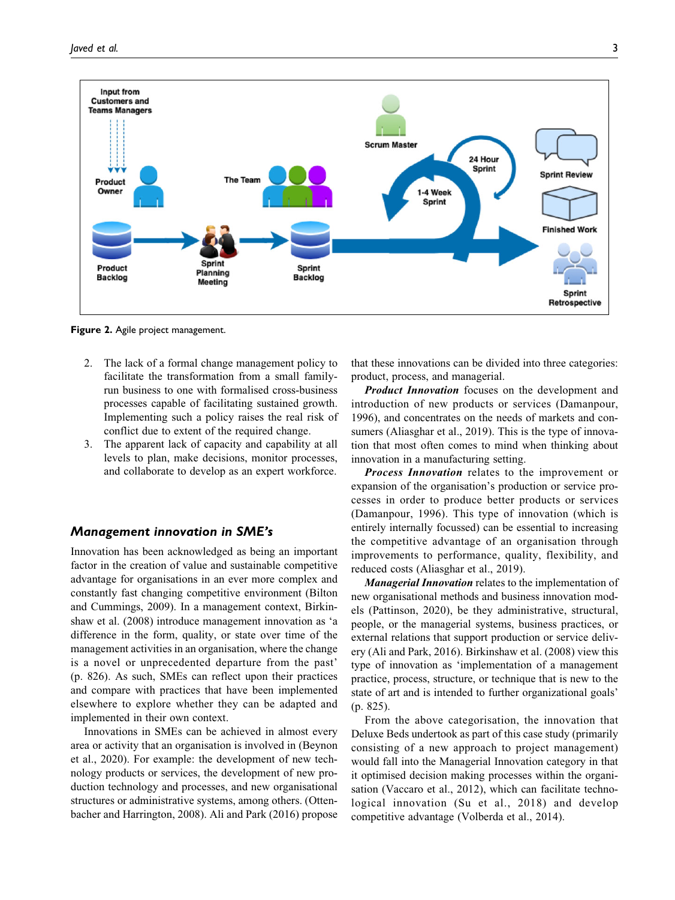Figure 2. Agile project management.

2. The lack of a formal change management policy to facilitate the transformation from a small family-run business to one with formalised cross-business processes capable of facilitating sustained growth. Implementing such a policy raises the real risk of conflict due to extent of the required change.
3. The apparent lack of capacity and capability at all levels to plan, make decisions, monitor processes, and collaborate to develop as an expert workforce.

## Management innovation in SME's

Innovation has been acknowledged as being an important factor in the creation of value and sustainable competitive advantage for organisations in an ever more complex and constantly fast changing competitive environment (Bilton and Cummings, 2009). In a management context, Birkinshaw et al. (2008) introduce management innovation as 'a difference in the form, quality, or state over time of the management activities in an organisation, where the change is a novel or unprecedented departure from the past' (p. 826). As such, SMEs can reflect upon their practices and compare with practices that have been implemented elsewhere to explore whether they can be adapted and implemented in their own context.

Innovations in SMEs can be achieved in almost every area or activity that an organisation is involved in (Beynon et al., 2020). For example: the development of new technology products or services, the development of new production technology and processes, and new organisational structures or administrative systems, among others. (Ottenbacher and Harrington, 2008). Ali and Park (2016) propose that these innovations can be divided into three categories: product, process, and managerial.

***Product Innovation*** focuses on the development and introduction of new products or services (Damanpour, 1996), and concentrates on the needs of markets and consumers (Aliasghar et al., 2019). This is the type of innovation that most often comes to mind when thinking about innovation in a manufacturing setting.

***Process Innovation*** relates to the improvement or expansion of the organisation's production or service processes in order to produce better products or services (Damanpour, 1996). This type of innovation (which is entirely internally focussed) can be essential to increasing the competitive advantage of an organisation through improvements to performance, quality, flexibility, and reduced costs (Aliasghar et al., 2019).

***Managerial Innovation*** relates to the implementation of new organisational methods and business innovation models (Pattinson, 2020), be they administrative, structural, people, or the managerial systems, business practices, or external relations that support production or service delivery (Ali and Park, 2016). Birkinshaw et al. (2008) view this type of innovation as 'implementation of a management practice, process, structure, or technique that is new to the state of art and is intended to further organizational goals' (p. 825).

From the above categorisation, the innovation that Deluxe Beds undertook as part of this case study (primarily consisting of a new approach to project management) would fall into the Managerial Innovation category in that it optimised decision making processes within the organisation (Vaccaro et al., 2012), which can facilitate technological innovation (Su et al., 2018) and develop competitive advantage (Volberda et al., 2014).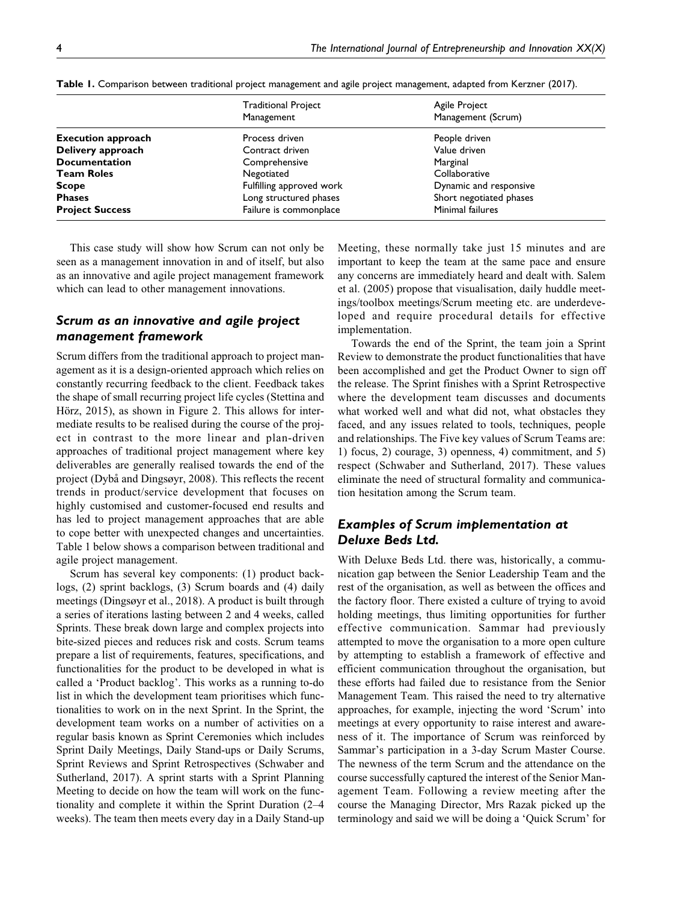**Table 1.** Comparison between traditional project management and agile project management, adapted from Kerzner (2017).

| | Traditional Project Management | Agile Project Management (Scrum) |
|---|---|---|
| **Execution approach** | Process driven | People driven |
| **Delivery approach** | Contract driven | Value driven |
| **Documentation** | Comprehensive | Marginal |
| **Team Roles** | Negotiated | Collaborative |
| **Scope** | Fulfilling approved work | Dynamic and responsive |
| **Phases** | Long structured phases | Short negotiated phases |
| **Project Success** | Failure is commonplace | Minimal failures |

This case study will show how Scrum can not only be seen as a management innovation in and of itself, but also as an innovative and agile project management framework which can lead to other management innovations.

## *Scrum as an innovative and agile project management framework*

Scrum differs from the traditional approach to project management as it is a design-orientated approach which relies on constantly recurring feedback to the client. Feedback takes the shape of small recurring project life cycles (Stettina and Hörz, 2015), as shown in Figure 2. This allows for intermediate results to be realised during the course of the project in contrast to the more linear and plan-driven approaches of traditional project management where key deliverables are generally realised towards the end of the project (Dybå and Dingsøyr, 2008). This reflects the recent trends in product/service development that focuses on highly customised and customer-focused end results and has led to project management approaches that are able to cope better with unexpected changes and uncertainties. Table 1 below shows a comparison between traditional and agile project management.

Scrum has several key components: (1) product backlogs, (2) sprint backlogs, (3) Scrum boards and (4) daily meetings (Dingsøyr et al., 2018). A product is built through a series of iterations lasting between 2 and 4 weeks, called Sprints. These break down large and complex projects into bite-sized pieces and reduces risk and costs. Scrum teams prepare a list of requirements, features, specifications, and functionalities for the product to be developed in what is called a 'Product backlog'. This works as a running to-do list in which the development team prioritises which functionalities to work on in the next Sprint. In the Sprint, the development team works on a number of activities on a regular basis known as Sprint Ceremonies which includes Sprint Daily Meetings, Daily Stand-ups or Daily Scrums, Sprint Reviews and Sprint Retrospectives (Schwaber and Sutherland, 2017). A sprint starts with a Sprint Planning Meeting to decide on how the team will work on the functionality and complete it within the Sprint Duration (2–4 weeks). The team then meets every day in a Daily Stand-up Meeting, these normally take just 15 minutes and are important to keep the team at the same pace and ensure any concerns are immediately heard and dealt with. Salem et al. (2005) propose that visualisation, daily huddle meetings/toolbox meetings/Scrum meeting etc. are underdeveloped and require procedural details for effective implementation.

Towards the end of the Sprint, the team join a Sprint Review to demonstrate the product functionalities that have been accomplished and get the Product Owner to sign off the release. The Sprint finishes with a Sprint Retrospective where the development team discusses and documents what worked well and what did not, what obstacles they faced, and any issues related to tools, techniques, people and relationships. The Five key values of Scrum Teams are: 1) focus, 2) courage, 3) openness, 4) commitment, and 5) respect (Schwaber and Sutherland, 2017). These values eliminate the need of structural formality and communication hesitation among the Scrum team.

## *Examples of Scrum implementation at Deluxe Beds Ltd.*

With Deluxe Beds Ltd. there was, historically, a communication gap between the Senior Leadership Team and the rest of the organisation, as well as between the offices and the factory floor. There existed a culture of trying to avoid holding meetings, thus limiting opportunities for further effective communication. Sammar had previously attempted to move the organisation to a more open culture by attempting to establish a framework of effective and efficient communication throughout the organisation, but these efforts had failed due to resistance from the Senior Management Team. This raised the need to try alternative approaches, for example, injecting the word 'Scrum' into meetings at every opportunity to raise interest and awareness of it. The importance of Scrum was reinforced by Sammar's participation in a 3-day Scrum Master Course. The newness of the term Scrum and the attendance on the course successfully captured the interest of the Senior Management Team. Following a review meeting after the course the Managing Director, Mrs Razak picked up the terminology and said we will be doing a 'Quick Scrum' for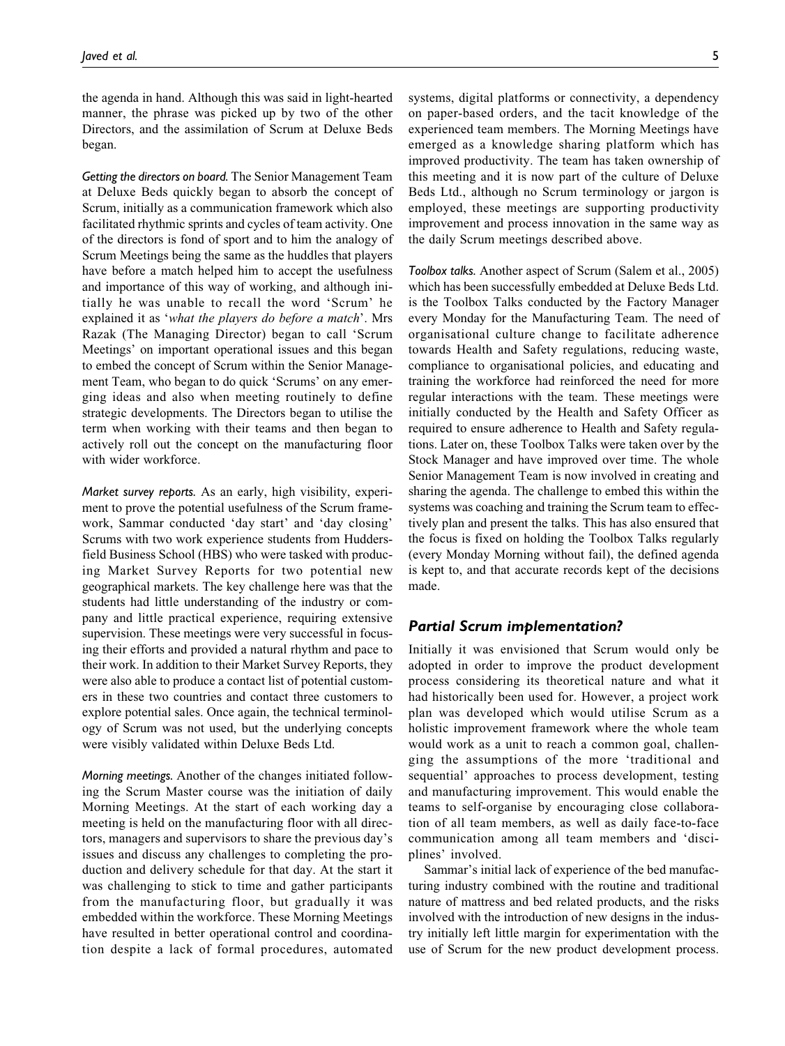the agenda in hand. Although this was said in light-hearted manner, the phrase was picked up by two of the other Directors, and the assimilation of Scrum at Deluxe Beds began.

*Getting the directors on board.* The Senior Management Team at Deluxe Beds quickly began to absorb the concept of Scrum, initially as a communication framework which also facilitated rhythmic sprints and cycles of team activity. One of the directors is fond of sport and to him the analogy of Scrum Meetings being the same as the huddles that players have before a match helped him to accept the usefulness and importance of this way of working, and although initially he was unable to recall the word 'Scrum' he explained it as '*what the players do before a match*'. Mrs Razak (The Managing Director) began to call 'Scrum Meetings' on important operational issues and this began to embed the concept of Scrum within the Senior Management Team, who began to do quick 'Scrums' on any emerging ideas and also when meeting routinely to define strategic developments. The Directors began to utilise the term when working with their teams and then began to actively roll out the concept on the manufacturing floor with wider workforce.

*Market survey reports.* As an early, high visibility, experiment to prove the potential usefulness of the Scrum framework, Sammar conducted 'day start' and 'day closing' Scrums with two work experience students from Huddersfield Business School (HBS) who were tasked with producing Market Survey Reports for two potential new geographical markets. The key challenge here was that the students had little understanding of the industry or company and little practical experience, requiring extensive supervision. These meetings were very successful in focusing their efforts and provided a natural rhythm and pace to their work. In addition to their Market Survey Reports, they were also able to produce a contact list of potential customers in these two countries and contact three customers to explore potential sales. Once again, the technical terminology of Scrum was not used, but the underlying concepts were visibly validated within Deluxe Beds Ltd.

*Morning meetings.* Another of the changes initiated following the Scrum Master course was the initiation of daily Morning Meetings. At the start of each working day a meeting is held on the manufacturing floor with all directors, managers and supervisors to share the previous day's issues and discuss any challenges to completing the production and delivery schedule for that day. At the start it was challenging to stick to time and gather participants from the manufacturing floor, but gradually it was embedded within the workforce. These Morning Meetings have resulted in better operational control and coordination despite a lack of formal procedures, automated systems, digital platforms or connectivity, a dependency on paper-based orders, and the tacit knowledge of the experienced team members. The Morning Meetings have emerged as a knowledge sharing platform which has improved productivity. The team has taken ownership of this meeting and it is now part of the culture of Deluxe Beds Ltd., although no Scrum terminology or jargon is employed, these meetings are supporting productivity improvement and process innovation in the same way as the daily Scrum meetings described above.

*Toolbox talks.* Another aspect of Scrum (Salem et al., 2005) which has been successfully embedded at Deluxe Beds Ltd. is the Toolbox Talks conducted by the Factory Manager every Monday for the Manufacturing Team. The need of organisational culture change to facilitate adherence towards Health and Safety regulations, reducing waste, compliance to organisational policies, and educating and training the workforce had reinforced the need for more regular interactions with the team. These meetings were initially conducted by the Health and Safety Officer as required to ensure adherence to Health and Safety regulations. Later on, these Toolbox Talks were taken over by the Stock Manager and have improved over time. The whole Senior Management Team is now involved in creating and sharing the agenda. The challenge to embed this within the systems was coaching and training the Scrum team to effectively plan and present the talks. This has also ensured that the focus is fixed on holding the Toolbox Talks regularly (every Monday Morning without fail), the defined agenda is kept to, and that accurate records kept of the decisions made.

## Partial Scrum implementation?

Initially it was envisioned that Scrum would only be adopted in order to improve the product development process considering its theoretical nature and what it had historically been used for. However, a project work plan was developed which would utilise Scrum as a holistic improvement framework where the whole team would work as a unit to reach a common goal, challenging the assumptions of the more 'traditional and sequential' approaches to process development, testing and manufacturing improvement. This would enable the teams to self-organise by encouraging close collaboration of all team members, as well as daily face-to-face communication among all team members and 'disciplines' involved.

Sammar's initial lack of experience of the bed manufacturing industry combined with the routine and traditional nature of mattress and bed related products, and the risks involved with the introduction of new designs in the industry initially left little margin for experimentation with the use of Scrum for the new product development process.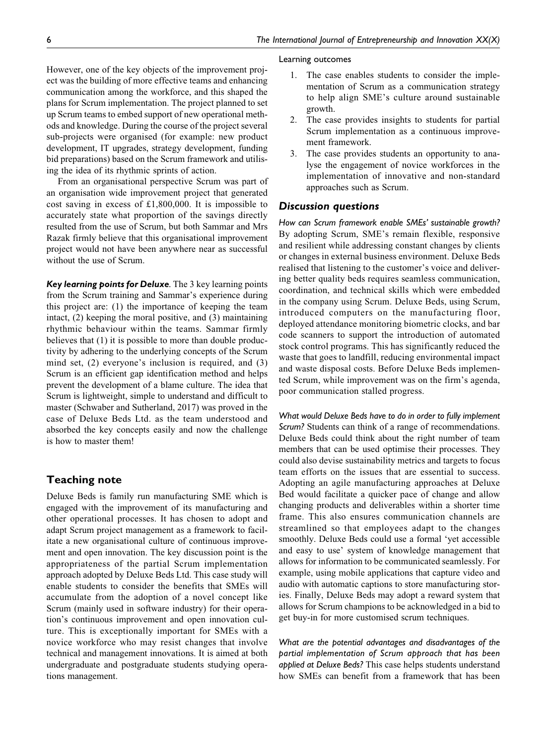However, one of the key objects of the improvement project was the building of more effective teams and enhancing communication among the workforce, and this shaped the plans for Scrum implementation. The project planned to set up Scrum teams to embed support of new operational methods and knowledge. During the course of the project several sub-projects were organised (for example: new product development, IT upgrades, strategy development, funding bid preparations) based on the Scrum framework and utilising the idea of its rhythmic sprints of action.

From an organisational perspective Scrum was part of an organisation wide improvement project that generated cost saving in excess of £1,800,000. It is impossible to accurately state what proportion of the savings directly resulted from the use of Scrum, but both Sammar and Mrs Razak firmly believe that this organisational improvement project would not have been anywhere near as successful without the use of Scrum.

***Key learning points for Deluxe.*** The 3 key learning points from the Scrum training and Sammar's experience during this project are: (1) the importance of keeping the team intact, (2) keeping the moral positive, and (3) maintaining rhythmic behaviour within the teams. Sammar firmly believes that (1) it is possible to more than double productivity by adhering to the underlying concepts of the Scrum mind set, (2) everyone's inclusion is required, and (3) Scrum is an efficient gap identification method and helps prevent the development of a blame culture. The idea that Scrum is lightweight, simple to understand and difficult to master (Schwaber and Sutherland, 2017) was proved in the case of Deluxe Beds Ltd. as the team understood and absorbed the key concepts easily and now the challenge is how to master them!

## Teaching note

Deluxe Beds is family run manufacturing SME which is engaged with the improvement of its manufacturing and other operational processes. It has chosen to adopt and adapt Scrum project management as a framework to facilitate a new organisational culture of continuous improvement and open innovation. The key discussion point is the appropriateness of the partial Scrum implementation approach adopted by Deluxe Beds Ltd. This case study will enable students to consider the benefits that SMEs will accumulate from the adoption of a novel concept like Scrum (mainly used in software industry) for their operation's continuous improvement and open innovation culture. This is exceptionally important for SMEs with a novice workforce who may resist changes that involve technical and management innovations. It is aimed at both undergraduate and postgraduate students studying operations management.

Learning outcomes

1. The case enables students to consider the implementation of Scrum as a communication strategy to help align SME's culture around sustainable growth.
2. The case provides insights to students for partial Scrum implementation as a continuous improvement framework.
3. The case provides students an opportunity to analyse the engagement of novice workforces in the implementation of innovative and non-standard approaches such as Scrum.

### Discussion questions

*How can Scrum framework enable SMEs' sustainable growth?* By adopting Scrum, SME's remain flexible, responsive and resilient while addressing constant changes by clients or changes in external business environment. Deluxe Beds realised that listening to the customer's voice and delivering better quality beds requires seamless communication, coordination, and technical skills which were embedded in the company using Scrum. Deluxe Beds, using Scrum, introduced computers on the manufacturing floor, deployed attendance monitoring biometric clocks, and bar code scanners to support the introduction of automated stock control programs. This has significantly reduced the waste that goes to landfill, reducing environmental impact and waste disposal costs. Before Deluxe Beds implemented Scrum, while improvement was on the firm's agenda, poor communication stalled progress.

*What would Deluxe Beds have to do in order to fully implement Scrum?* Students can think of a range of recommendations. Deluxe Beds could think about the right number of team members that can be used optimise their processes. They could also devise sustainability metrics and targets to focus team efforts on the issues that are essential to success. Adopting an agile manufacturing approaches at Deluxe Bed would facilitate a quicker pace of change and allow changing products and deliverables within a shorter time frame. This also ensures communication channels are streamlined so that employees adapt to the changes smoothly. Deluxe Beds could use a formal 'yet accessible and easy to use' system of knowledge management that allows for information to be communicated seamlessly. For example, using mobile applications that capture video and audio with automatic captions to store manufacturing stories. Finally, Deluxe Beds may adopt a reward system that allows for Scrum champions to be acknowledged in a bid to get buy-in for more customised scrum techniques.

*What are the potential advantages and disadvantages of the partial implementation of Scrum approach that has been applied at Deluxe Beds?* This case helps students understand how SMEs can benefit from a framework that has been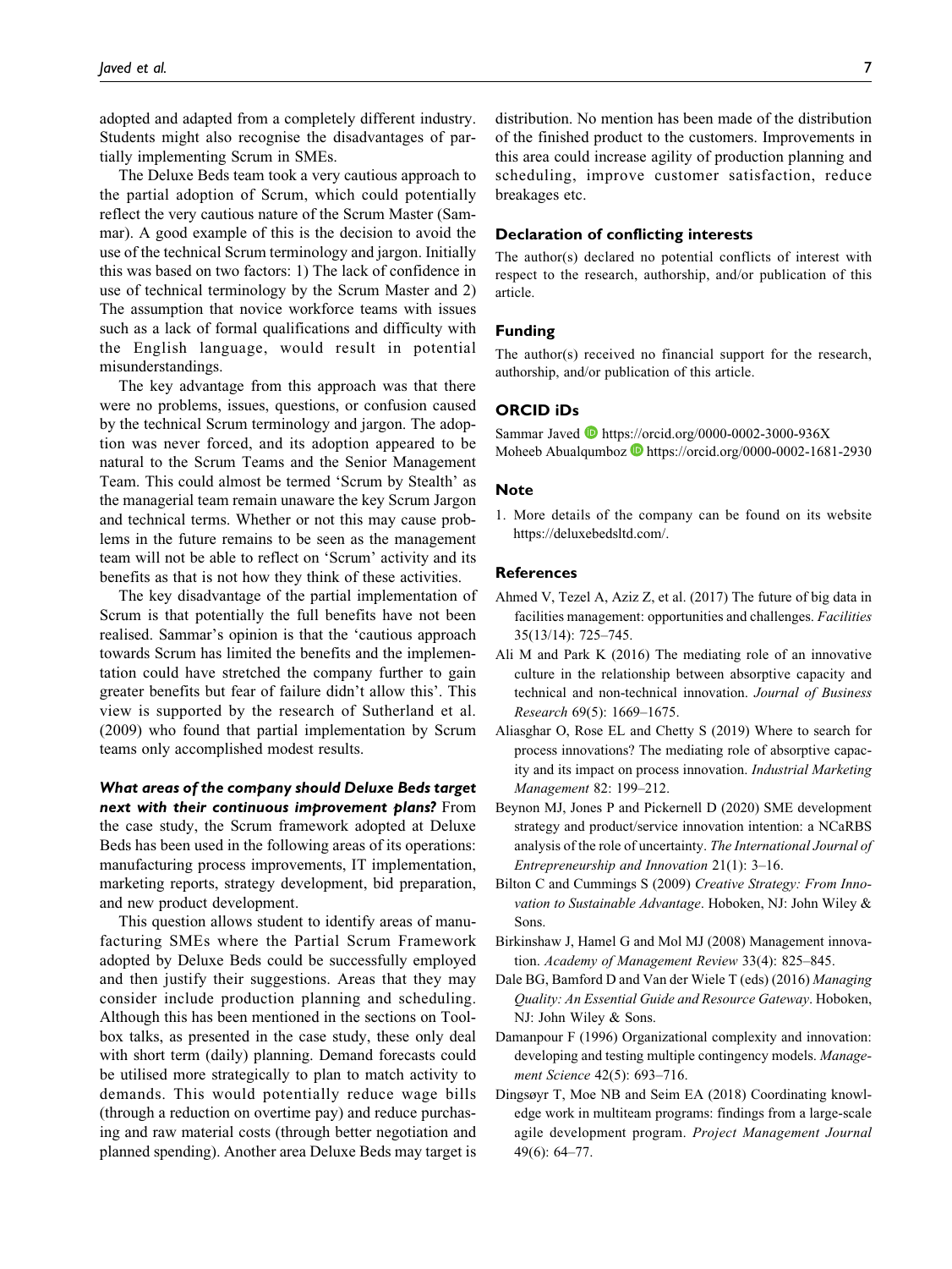adopted and adapted from a completely different industry. Students might also recognise the disadvantages of partially implementing Scrum in SMEs.

The Deluxe Beds team took a very cautious approach to the partial adoption of Scrum, which could potentially reflect the very cautious nature of the Scrum Master (Sammar). A good example of this is the decision to avoid the use of the technical Scrum terminology and jargon. Initially this was based on two factors: 1) The lack of confidence in use of technical terminology by the Scrum Master and 2) The assumption that novice workforce teams with issues such as a lack of formal qualifications and difficulty with the English language, would result in potential misunderstandings.

The key advantage from this approach was that there were no problems, issues, questions, or confusion caused by the technical Scrum terminology and jargon. The adoption was never forced, and its adoption appeared to be natural to the Scrum Teams and the Senior Management Team. This could almost be termed 'Scrum by Stealth' as the managerial team remain unaware the key Scrum Jargon and technical terms. Whether or not this may cause problems in the future remains to be seen as the management team will not be able to reflect on 'Scrum' activity and its benefits as that is not how they think of these activities.

The key disadvantage of the partial implementation of Scrum is that potentially the full benefits have not been realised. Sammar's opinion is that the 'cautious approach towards Scrum has limited the benefits and the implementation could have stretched the company further to gain greater benefits but fear of failure didn't allow this'. This view is supported by the research of Sutherland et al. (2009) who found that partial implementation by Scrum teams only accomplished modest results.

***What areas of the company should Deluxe Beds target next with their continuous improvement plans?*** From the case study, the Scrum framework adopted at Deluxe Beds has been used in the following areas of its operations: manufacturing process improvements, IT implementation, marketing reports, strategy development, bid preparation, and new product development.

This question allows student to identify areas of manufacturing SMEs where the Partial Scrum Framework adopted by Deluxe Beds could be successfully employed and then justify their suggestions. Areas that they may consider include production planning and scheduling. Although this has been mentioned in the sections on Toolbox talks, as presented in the case study, these only deal with short term (daily) planning. Demand forecasts could be utilised more strategically to plan to match activity to demands. This would potentially reduce wage bills (through a reduction on overtime pay) and reduce purchasing and raw material costs (through better negotiation and planned spending). Another area Deluxe Beds may target is distribution. No mention has been made of the distribution of the finished product to the customers. Improvements in this area could increase agility of production planning and scheduling, improve customer satisfaction, reduce breakages etc.

### Declaration of conflicting interests

The author(s) declared no potential conflicts of interest with respect to the research, authorship, and/or publication of this article.

### Funding

The author(s) received no financial support for the research, authorship, and/or publication of this article.

### ORCID iDs

Sammar Javed https://orcid.org/0000-0002-3000-936X
Moheeb Abualqumboz https://orcid.org/0000-0002-1681-2930

### Note

1. More details of the company can be found on its website https://deluxebedsltd.com/.

### References

Ahmed V, Tezel A, Aziz Z, et al. (2017) The future of big data in facilities management: opportunities and challenges. *Facilities* 35(13/14): 725–745.

Ali M and Park K (2016) The mediating role of an innovative culture in the relationship between absorptive capacity and technical and non-technical innovation. *Journal of Business Research* 69(5): 1669–1675.

Aliasghar O, Rose EL and Chetty S (2019) Where to search for process innovations? The mediating role of absorptive capacity and its impact on process innovation. *Industrial Marketing Management* 82: 199–212.

Beynon MJ, Jones P and Pickernell D (2020) SME development strategy and product/service innovation intention: a NCaRBS analysis of the role of uncertainty. *The International Journal of Entrepreneurship and Innovation* 21(1): 3–16.

Bilton C and Cummings S (2009) *Creative Strategy: From Innovation to Sustainable Advantage*. Hoboken, NJ: John Wiley & Sons.

Birkinshaw J, Hamel G and Mol MJ (2008) Management innovation. *Academy of Management Review* 33(4): 825–845.

Dale BG, Bamford D and Van der Wiele T (eds) (2016) *Managing Quality: An Essential Guide and Resource Gateway*. Hoboken, NJ: John Wiley & Sons.

Damanpour F (1996) Organizational complexity and innovation: developing and testing multiple contingency models. *Management Science* 42(5): 693–716.

Dingsøyr T, Moe NB and Seim EA (2018) Coordinating knowledge work in multiteam programs: findings from a large-scale agile development program. *Project Management Journal* 49(6): 64–77.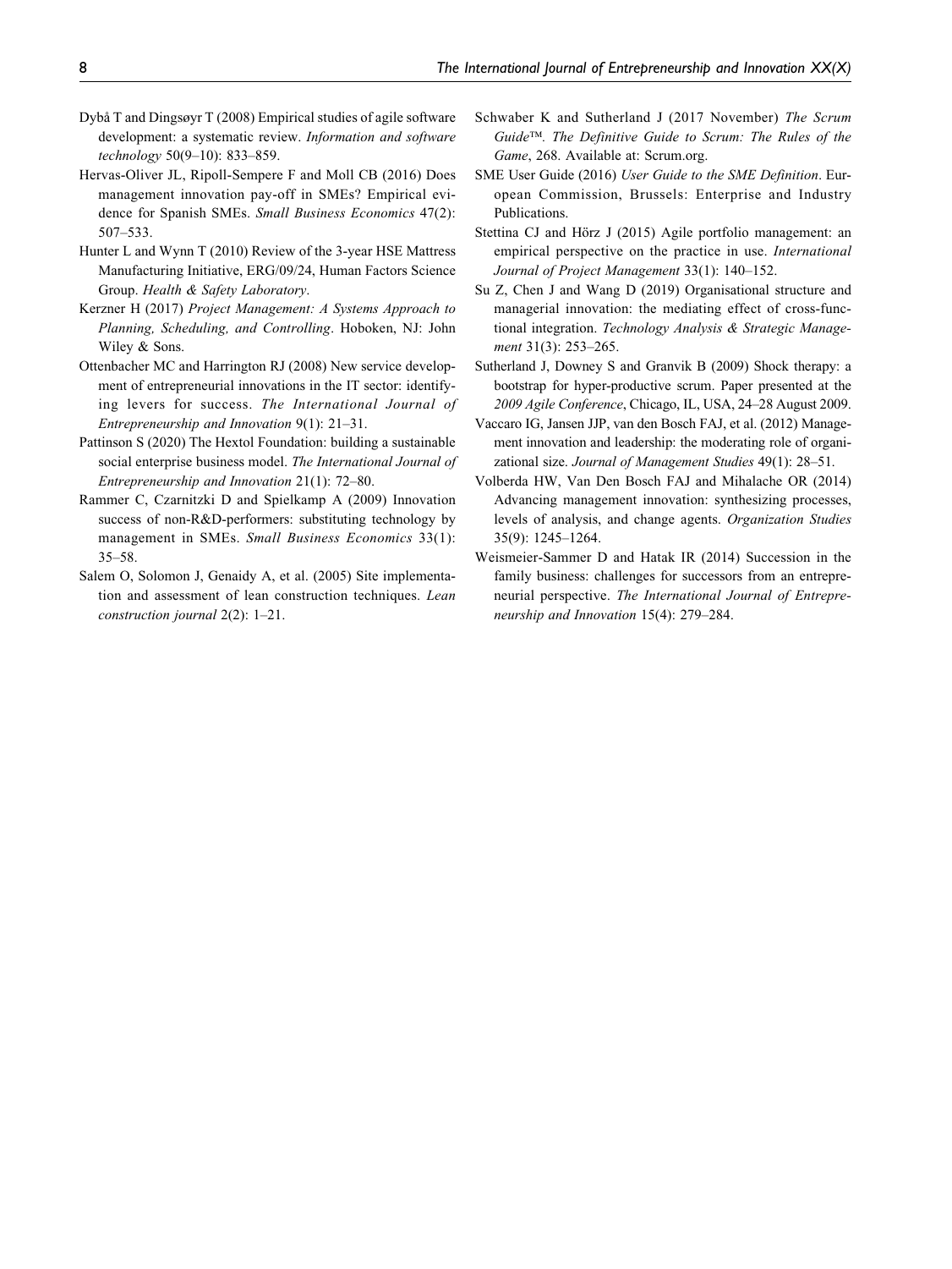Dybå T and Dingsøyr T (2008) Empirical studies of agile software development: a systematic review. *Information and software technology* 50(9–10): 833–859.

Hervas-Oliver JL, Ripoll-Sempere F and Moll CB (2016) Does management innovation pay-off in SMEs? Empirical evidence for Spanish SMEs. *Small Business Economics* 47(2): 507–533.

Hunter L and Wynn T (2010) Review of the 3-year HSE Mattress Manufacturing Initiative, ERG/09/24, Human Factors Science Group. *Health & Safety Laboratory*.

Kerzner H (2017) *Project Management: A Systems Approach to Planning, Scheduling, and Controlling*. Hoboken, NJ: John Wiley & Sons.

Ottenbacher MC and Harrington RJ (2008) New service development of entrepreneurial innovations in the IT sector: identifying levers for success. *The International Journal of Entrepreneurship and Innovation* 9(1): 21–31.

Pattinson S (2020) The Hextol Foundation: building a sustainable social enterprise business model. *The International Journal of Entrepreneurship and Innovation* 21(1): 72–80.

Rammer C, Czarnitzki D and Spielkamp A (2009) Innovation success of non-R&D-performers: substituting technology by management in SMEs. *Small Business Economics* 33(1): 35–58.

Salem O, Solomon J, Genaidy A, et al. (2005) Site implementation and assessment of lean construction techniques. *Lean construction journal* 2(2): 1–21.

Schwaber K and Sutherland J (2017 November) *The Scrum Guide™. The Definitive Guide to Scrum: The Rules of the Game*, 268. Available at: Scrum.org.

SME User Guide (2016) *User Guide to the SME Definition*. European Commission, Brussels: Enterprise and Industry Publications.

Stettina CJ and Hörz J (2015) Agile portfolio management: an empirical perspective on the practice in use. *International Journal of Project Management* 33(1): 140–152.

Su Z, Chen J and Wang D (2019) Organisational structure and managerial innovation: the mediating effect of cross-functional integration. *Technology Analysis & Strategic Management* 31(3): 253–265.

Sutherland J, Downey S and Granvik B (2009) Shock therapy: a bootstrap for hyper-productive scrum. Paper presented at the *2009 Agile Conference*, Chicago, IL, USA, 24–28 August 2009.

Vaccaro IG, Jansen JJP, van den Bosch FAJ, et al. (2012) Management innovation and leadership: the moderating role of organizational size. *Journal of Management Studies* 49(1): 28–51.

Volberda HW, Van Den Bosch FAJ and Mihalache OR (2014) Advancing management innovation: synthesizing processes, levels of analysis, and change agents. *Organization Studies* 35(9): 1245–1264.

Weismeier-Sammer D and Hatak IR (2014) Succession in the family business: challenges for successors from an entrepreneurial perspective. *The International Journal of Entrepreneurship and Innovation* 15(4): 279–284.